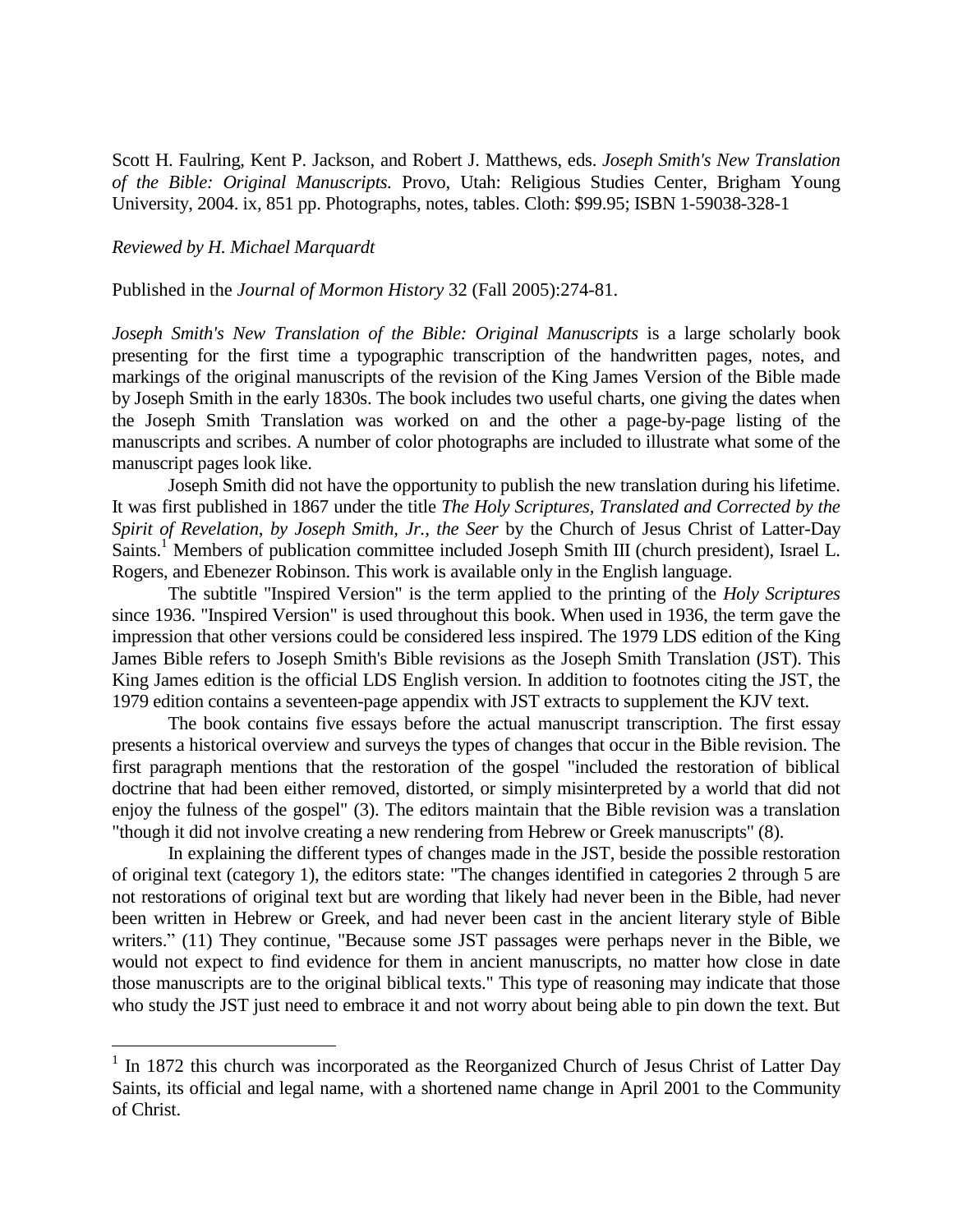Scott H. Faulring, Kent P. Jackson, and Robert J. Matthews, eds. *Joseph Smith's New Translation of the Bible: Original Manuscripts.* Provo, Utah: Religious Studies Center, Brigham Young University, 2004. ix, 851 pp. Photographs, notes, tables. Cloth: $99.95; ISBN 1-59038-328-1

*Reviewed by H. Michael Marquardt*

Published in the *Journal of Mormon History* 32 (Fall 2005):274-81.

*Joseph Smith's New Translation of the Bible: Original Manuscripts* is a large scholarly book presenting for the first time a typographic transcription of the handwritten pages, notes, and markings of the original manuscripts of the revision of the King James Version of the Bible made by Joseph Smith in the early 1830s. The book includes two useful charts, one giving the dates when the Joseph Smith Translation was worked on and the other a page-by-page listing of the manuscripts and scribes. A number of color photographs are included to illustrate what some of the manuscript pages look like.

Joseph Smith did not have the opportunity to publish the new translation during his lifetime. It was first published in 1867 under the title *The Holy Scriptures, Translated and Corrected by the Spirit of Revelation, by Joseph Smith, Jr., the Seer* by the Church of Jesus Christ of Latter-Day Saints.[1] Members of publication committee included Joseph Smith III (church president), Israel L. Rogers, and Ebenezer Robinson. This work is available only in the English language.

The subtitle "Inspired Version" is the term applied to the printing of the *Holy Scriptures* since 1936. "Inspired Version" is used throughout this book. When used in 1936, the term gave the impression that other versions could be considered less inspired. The 1979 LDS edition of the King James Bible refers to Joseph Smith's Bible revisions as the Joseph Smith Translation (JST). This King James edition is the official LDS English version. In addition to footnotes citing the JST, the 1979 edition contains a seventeen-page appendix with JST extracts to supplement the KJV text.

The book contains five essays before the actual manuscript transcription. The first essay presents a historical overview and surveys the types of changes that occur in the Bible revision. The first paragraph mentions that the restoration of the gospel "included the restoration of biblical doctrine that had been either removed, distorted, or simply misinterpreted by a world that did not enjoy the fulness of the gospel" (3). The editors maintain that the Bible revision was a translation "though it did not involve creating a new rendering from Hebrew or Greek manuscripts" (8).

In explaining the different types of changes made in the JST, beside the possible restoration of original text (category 1), the editors state: "The changes identified in categories 2 through 5 are not restorations of original text but are wording that likely had never been in the Bible, had never been written in Hebrew or Greek, and had never been cast in the ancient literary style of Bible writers." (11) They continue, "Because some JST passages were perhaps never in the Bible, we would not expect to find evidence for them in ancient manuscripts, no matter how close in date those manuscripts are to the original biblical texts." This type of reasoning may indicate that those who study the JST just need to embrace it and not worry about being able to pin down the text. But

[1] In 1872 this church was incorporated as the Reorganized Church of Jesus Christ of Latter Day Saints, its official and legal name, with a shortened name change in April 2001 to the Community of Christ.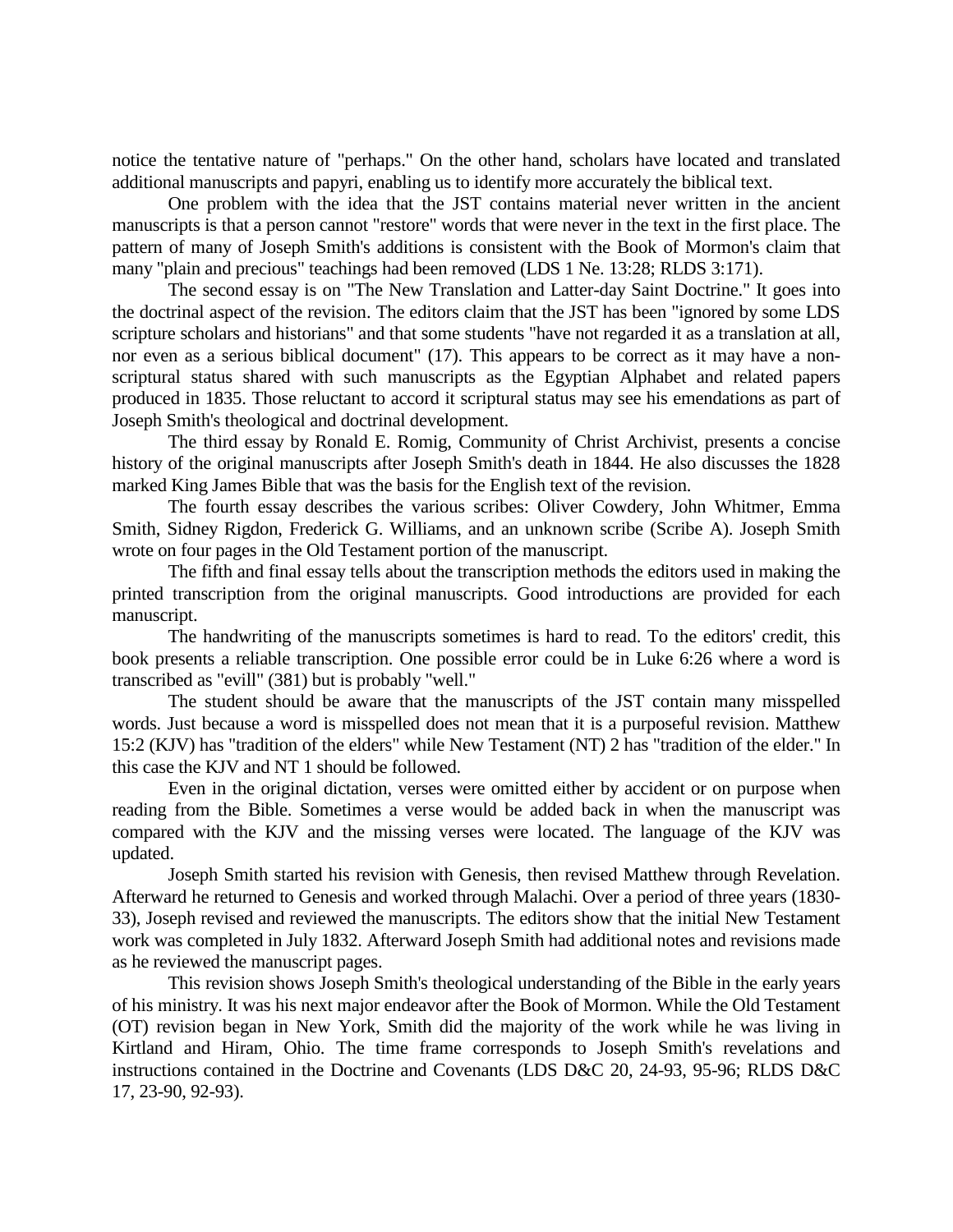notice the tentative nature of "perhaps." On the other hand, scholars have located and translated additional manuscripts and papyri, enabling us to identify more accurately the biblical text.

One problem with the idea that the JST contains material never written in the ancient manuscripts is that a person cannot "restore" words that were never in the text in the first place. The pattern of many of Joseph Smith's additions is consistent with the Book of Mormon's claim that many "plain and precious" teachings had been removed (LDS 1 Ne. 13:28; RLDS 3:171).

The second essay is on "The New Translation and Latter-day Saint Doctrine." It goes into the doctrinal aspect of the revision. The editors claim that the JST has been "ignored by some LDS scripture scholars and historians" and that some students "have not regarded it as a translation at all, nor even as a serious biblical document" (17). This appears to be correct as it may have a non-scriptural status shared with such manuscripts as the Egyptian Alphabet and related papers produced in 1835. Those reluctant to accord it scriptural status may see his emendations as part of Joseph Smith's theological and doctrinal development.

The third essay by Ronald E. Romig, Community of Christ Archivist, presents a concise history of the original manuscripts after Joseph Smith's death in 1844. He also discusses the 1828 marked King James Bible that was the basis for the English text of the revision.

The fourth essay describes the various scribes: Oliver Cowdery, John Whitmer, Emma Smith, Sidney Rigdon, Frederick G. Williams, and an unknown scribe (Scribe A). Joseph Smith wrote on four pages in the Old Testament portion of the manuscript.

The fifth and final essay tells about the transcription methods the editors used in making the printed transcription from the original manuscripts. Good introductions are provided for each manuscript.

The handwriting of the manuscripts sometimes is hard to read. To the editors' credit, this book presents a reliable transcription. One possible error could be in Luke 6:26 where a word is transcribed as "evill" (381) but is probably "well."

The student should be aware that the manuscripts of the JST contain many misspelled words. Just because a word is misspelled does not mean that it is a purposeful revision. Matthew 15:2 (KJV) has "tradition of the elders" while New Testament (NT) 2 has "tradition of the elder." In this case the KJV and NT 1 should be followed.

Even in the original dictation, verses were omitted either by accident or on purpose when reading from the Bible. Sometimes a verse would be added back in when the manuscript was compared with the KJV and the missing verses were located. The language of the KJV was updated.

Joseph Smith started his revision with Genesis, then revised Matthew through Revelation. Afterward he returned to Genesis and worked through Malachi. Over a period of three years (1830-33), Joseph revised and reviewed the manuscripts. The editors show that the initial New Testament work was completed in July 1832. Afterward Joseph Smith had additional notes and revisions made as he reviewed the manuscript pages.

This revision shows Joseph Smith's theological understanding of the Bible in the early years of his ministry. It was his next major endeavor after the Book of Mormon. While the Old Testament (OT) revision began in New York, Smith did the majority of the work while he was living in Kirtland and Hiram, Ohio. The time frame corresponds to Joseph Smith's revelations and instructions contained in the Doctrine and Covenants (LDS D&C 20, 24-93, 95-96; RLDS D&C 17, 23-90, 92-93).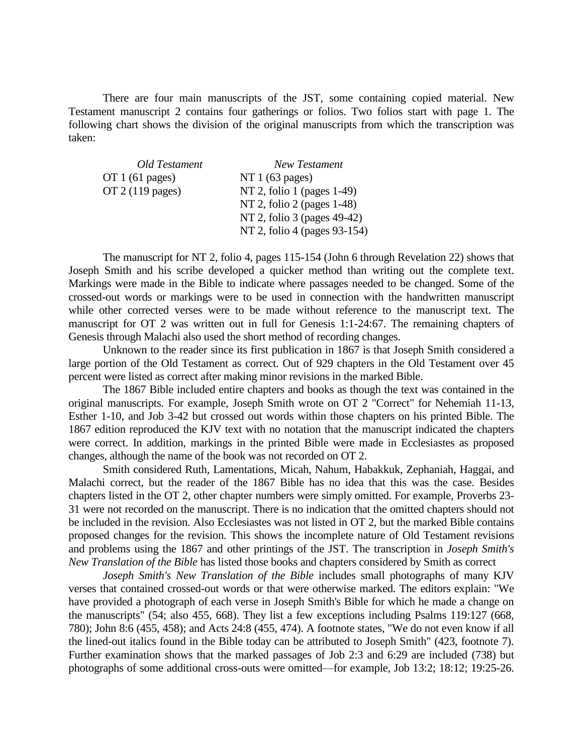There are four main manuscripts of the JST, some containing copied material. New Testament manuscript 2 contains four gatherings or folios. Two folios start with page 1. The following chart shows the division of the original manuscripts from which the transcription was taken:

| *Old Testament* | *New Testament* |
|---|---|
| OT 1 (61 pages) | NT 1 (63 pages) |
| OT 2 (119 pages) | NT 2, folio 1 (pages 1-49) |
| | NT 2, folio 2 (pages 1-48) |
| | NT 2, folio 3 (pages 49-42) |
| | NT 2, folio 4 (pages 93-154) |

The manuscript for NT 2, folio 4, pages 115-154 (John 6 through Revelation 22) shows that Joseph Smith and his scribe developed a quicker method than writing out the complete text. Markings were made in the Bible to indicate where passages needed to be changed. Some of the crossed-out words or markings were to be used in connection with the handwritten manuscript while other corrected verses were to be made without reference to the manuscript text. The manuscript for OT 2 was written out in full for Genesis 1:1-24:67. The remaining chapters of Genesis through Malachi also used the short method of recording changes.

Unknown to the reader since its first publication in 1867 is that Joseph Smith considered a large portion of the Old Testament as correct. Out of 929 chapters in the Old Testament over 45 percent were listed as correct after making minor revisions in the marked Bible.

The 1867 Bible included entire chapters and books as though the text was contained in the original manuscripts. For example, Joseph Smith wrote on OT 2 "Correct" for Nehemiah 11-13, Esther 1-10, and Job 3-42 but crossed out words within those chapters on his printed Bible. The 1867 edition reproduced the KJV text with no notation that the manuscript indicated the chapters were correct. In addition, markings in the printed Bible were made in Ecclesiastes as proposed changes, although the name of the book was not recorded on OT 2.

Smith considered Ruth, Lamentations, Micah, Nahum, Habakkuk, Zephaniah, Haggai, and Malachi correct, but the reader of the 1867 Bible has no idea that this was the case. Besides chapters listed in the OT 2, other chapter numbers were simply omitted. For example, Proverbs 23-31 were not recorded on the manuscript. There is no indication that the omitted chapters should not be included in the revision. Also Ecclesiastes was not listed in OT 2, but the marked Bible contains proposed changes for the revision. This shows the incomplete nature of Old Testament revisions and problems using the 1867 and other printings of the JST. The transcription in *Joseph Smith's New Translation of the Bible* has listed those books and chapters considered by Smith as correct

*Joseph Smith's New Translation of the Bible* includes small photographs of many KJV verses that contained crossed-out words or that were otherwise marked. The editors explain: "We have provided a photograph of each verse in Joseph Smith's Bible for which he made a change on the manuscripts" (54; also 455, 668). They list a few exceptions including Psalms 119:127 (668, 780); John 8:6 (455, 458); and Acts 24:8 (455, 474). A footnote states, "We do not even know if all the lined-out italics found in the Bible today can be attributed to Joseph Smith" (423, footnote 7). Further examination shows that the marked passages of Job 2:3 and 6:29 are included (738) but photographs of some additional cross-outs were omitted—for example, Job 13:2; 18:12; 19:25-26.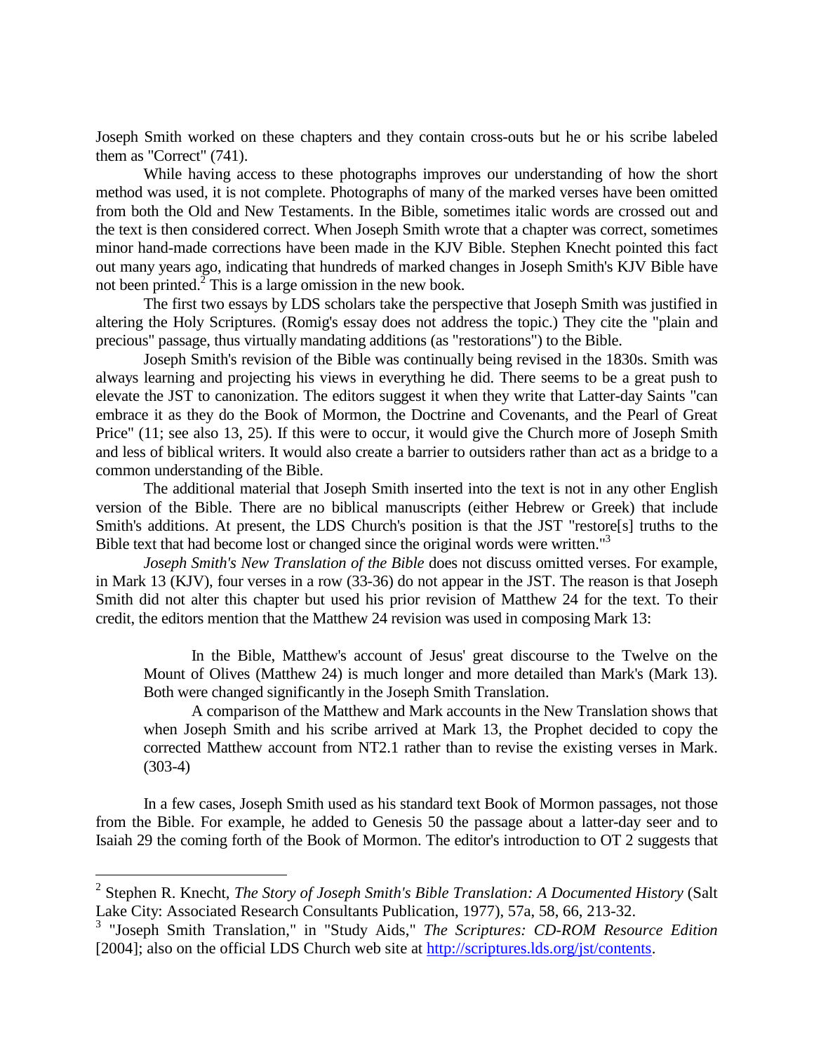Joseph Smith worked on these chapters and they contain cross-outs but he or his scribe labeled them as "Correct" (741).

While having access to these photographs improves our understanding of how the short method was used, it is not complete. Photographs of many of the marked verses have been omitted from both the Old and New Testaments. In the Bible, sometimes italic words are crossed out and the text is then considered correct. When Joseph Smith wrote that a chapter was correct, sometimes minor hand-made corrections have been made in the KJV Bible. Stephen Knecht pointed this fact out many years ago, indicating that hundreds of marked changes in Joseph Smith's KJV Bible have not been printed.[2] This is a large omission in the new book.

The first two essays by LDS scholars take the perspective that Joseph Smith was justified in altering the Holy Scriptures. (Romig's essay does not address the topic.) They cite the "plain and precious" passage, thus virtually mandating additions (as "restorations") to the Bible.

Joseph Smith's revision of the Bible was continually being revised in the 1830s. Smith was always learning and projecting his views in everything he did. There seems to be a great push to elevate the JST to canonization. The editors suggest it when they write that Latter-day Saints "can embrace it as they do the Book of Mormon, the Doctrine and Covenants, and the Pearl of Great Price" (11; see also 13, 25). If this were to occur, it would give the Church more of Joseph Smith and less of biblical writers. It would also create a barrier to outsiders rather than act as a bridge to a common understanding of the Bible.

The additional material that Joseph Smith inserted into the text is not in any other English version of the Bible. There are no biblical manuscripts (either Hebrew or Greek) that include Smith's additions. At present, the LDS Church's position is that the JST "restore[s] truths to the Bible text that had become lost or changed since the original words were written."[3]

*Joseph Smith's New Translation of the Bible* does not discuss omitted verses. For example, in Mark 13 (KJV), four verses in a row (33-36) do not appear in the JST. The reason is that Joseph Smith did not alter this chapter but used his prior revision of Matthew 24 for the text. To their credit, the editors mention that the Matthew 24 revision was used in composing Mark 13:

> In the Bible, Matthew's account of Jesus' great discourse to the Twelve on the Mount of Olives (Matthew 24) is much longer and more detailed than Mark's (Mark 13). Both were changed significantly in the Joseph Smith Translation.
>
> A comparison of the Matthew and Mark accounts in the New Translation shows that when Joseph Smith and his scribe arrived at Mark 13, the Prophet decided to copy the corrected Matthew account from NT2.1 rather than to revise the existing verses in Mark. (303-4)

In a few cases, Joseph Smith used as his standard text Book of Mormon passages, not those from the Bible. For example, he added to Genesis 50 the passage about a latter-day seer and to Isaiah 29 the coming forth of the Book of Mormon. The editor's introduction to OT 2 suggests that

---

[2] Stephen R. Knecht, *The Story of Joseph Smith's Bible Translation: A Documented History* (Salt Lake City: Associated Research Consultants Publication, 1977), 57a, 58, 66, 213-32.

[3] "Joseph Smith Translation," in "Study Aids," *The Scriptures: CD-ROM Resource Edition* [2004]; also on the official LDS Church web site at http://scriptures.lds.org/jst/contents.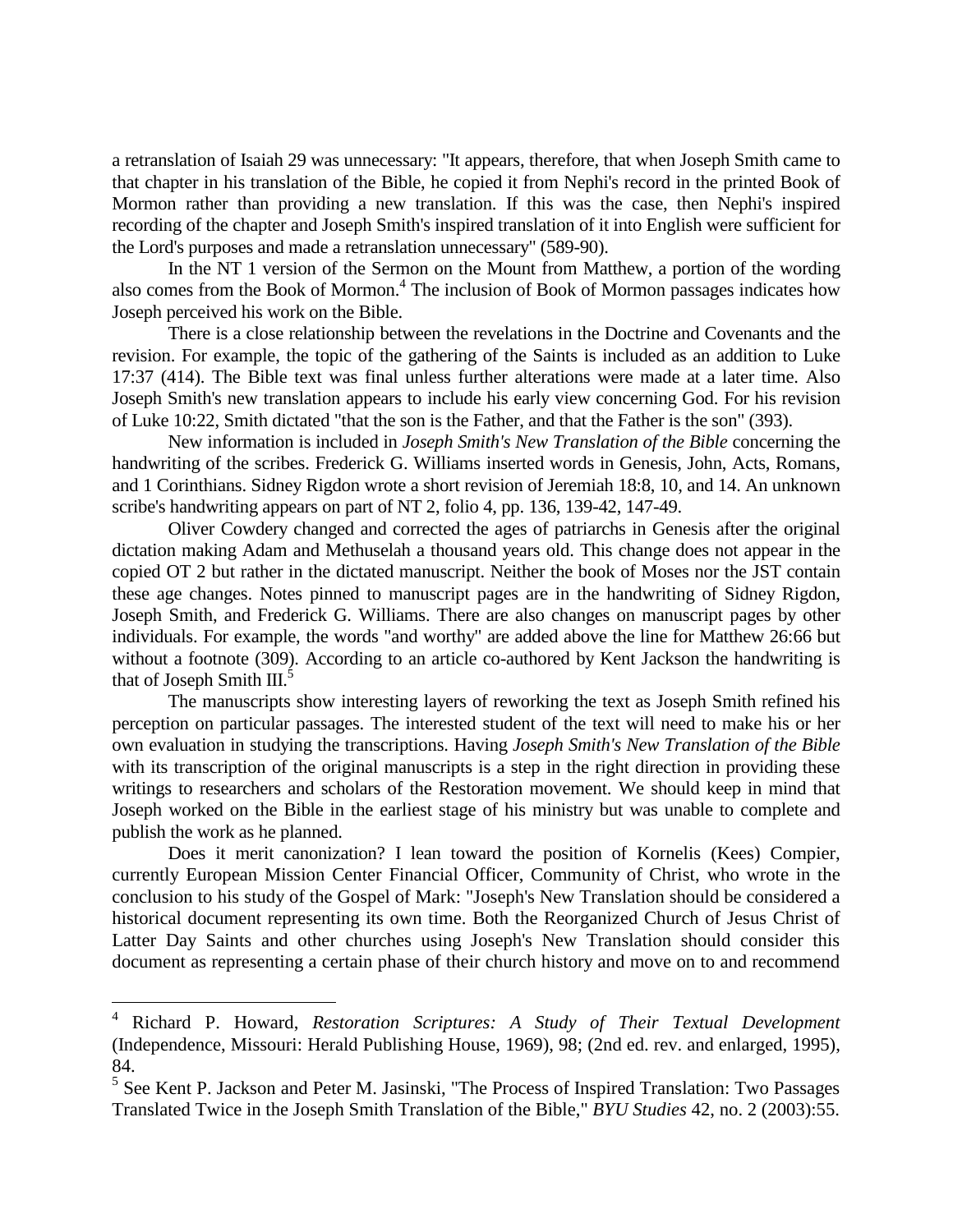a retranslation of Isaiah 29 was unnecessary: "It appears, therefore, that when Joseph Smith came to that chapter in his translation of the Bible, he copied it from Nephi's record in the printed Book of Mormon rather than providing a new translation. If this was the case, then Nephi's inspired recording of the chapter and Joseph Smith's inspired translation of it into English were sufficient for the Lord's purposes and made a retranslation unnecessary" (589-90).

In the NT 1 version of the Sermon on the Mount from Matthew, a portion of the wording also comes from the Book of Mormon.[4] The inclusion of Book of Mormon passages indicates how Joseph perceived his work on the Bible.

There is a close relationship between the revelations in the Doctrine and Covenants and the revision. For example, the topic of the gathering of the Saints is included as an addition to Luke 17:37 (414). The Bible text was final unless further alterations were made at a later time. Also Joseph Smith's new translation appears to include his early view concerning God. For his revision of Luke 10:22, Smith dictated "that the son is the Father, and that the Father is the son" (393).

New information is included in *Joseph Smith's New Translation of the Bible* concerning the handwriting of the scribes. Frederick G. Williams inserted words in Genesis, John, Acts, Romans, and 1 Corinthians. Sidney Rigdon wrote a short revision of Jeremiah 18:8, 10, and 14. An unknown scribe's handwriting appears on part of NT 2, folio 4, pp. 136, 139-42, 147-49.

Oliver Cowdery changed and corrected the ages of patriarchs in Genesis after the original dictation making Adam and Methuselah a thousand years old. This change does not appear in the copied OT 2 but rather in the dictated manuscript. Neither the book of Moses nor the JST contain these age changes. Notes pinned to manuscript pages are in the handwriting of Sidney Rigdon, Joseph Smith, and Frederick G. Williams. There are also changes on manuscript pages by other individuals. For example, the words "and worthy" are added above the line for Matthew 26:66 but without a footnote (309). According to an article co-authored by Kent Jackson the handwriting is that of Joseph Smith III.[5]

The manuscripts show interesting layers of reworking the text as Joseph Smith refined his perception on particular passages. The interested student of the text will need to make his or her own evaluation in studying the transcriptions. Having *Joseph Smith's New Translation of the Bible* with its transcription of the original manuscripts is a step in the right direction in providing these writings to researchers and scholars of the Restoration movement. We should keep in mind that Joseph worked on the Bible in the earliest stage of his ministry but was unable to complete and publish the work as he planned.

Does it merit canonization? I lean toward the position of Kornelis (Kees) Compier, currently European Mission Center Financial Officer, Community of Christ, who wrote in the conclusion to his study of the Gospel of Mark: "Joseph's New Translation should be considered a historical document representing its own time. Both the Reorganized Church of Jesus Christ of Latter Day Saints and other churches using Joseph's New Translation should consider this document as representing a certain phase of their church history and move on to and recommend

---

[4] Richard P. Howard, *Restoration Scriptures: A Study of Their Textual Development* (Independence, Missouri: Herald Publishing House, 1969), 98; (2nd ed. rev. and enlarged, 1995), 84.

[5] See Kent P. Jackson and Peter M. Jasinski, "The Process of Inspired Translation: Two Passages Translated Twice in the Joseph Smith Translation of the Bible," *BYU Studies* 42, no. 2 (2003):55.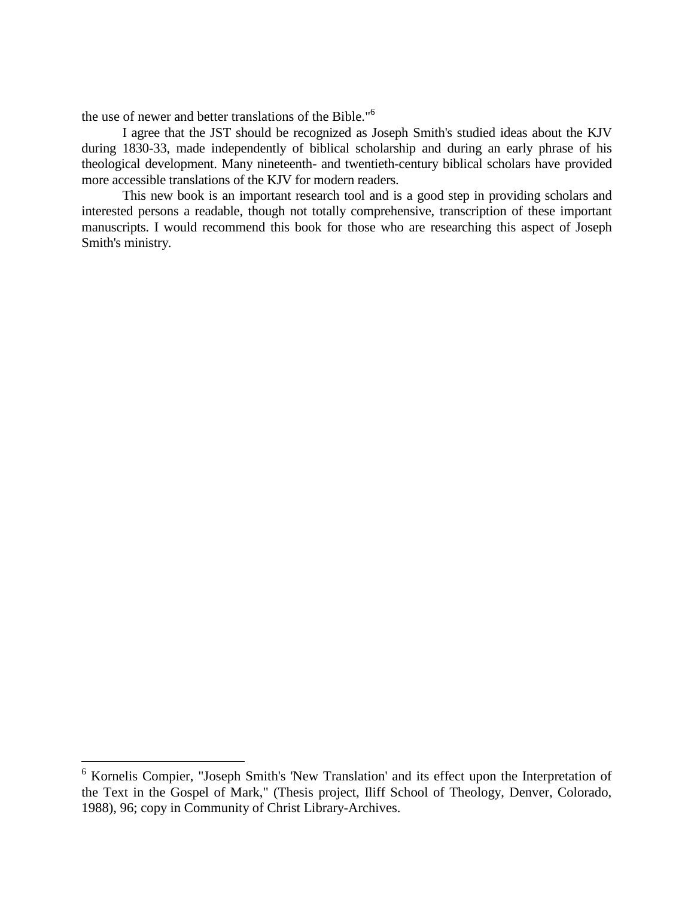the use of newer and better translations of the Bible."[6]

I agree that the JST should be recognized as Joseph Smith's studied ideas about the KJV during 1830-33, made independently of biblical scholarship and during an early phrase of his theological development. Many nineteenth- and twentieth-century biblical scholars have provided more accessible translations of the KJV for modern readers.

This new book is an important research tool and is a good step in providing scholars and interested persons a readable, though not totally comprehensive, transcription of these important manuscripts. I would recommend this book for those who are researching this aspect of Joseph Smith's ministry.

---

[6] Kornelis Compier, "Joseph Smith's 'New Translation' and its effect upon the Interpretation of the Text in the Gospel of Mark," (Thesis project, Iliff School of Theology, Denver, Colorado, 1988), 96; copy in Community of Christ Library-Archives.